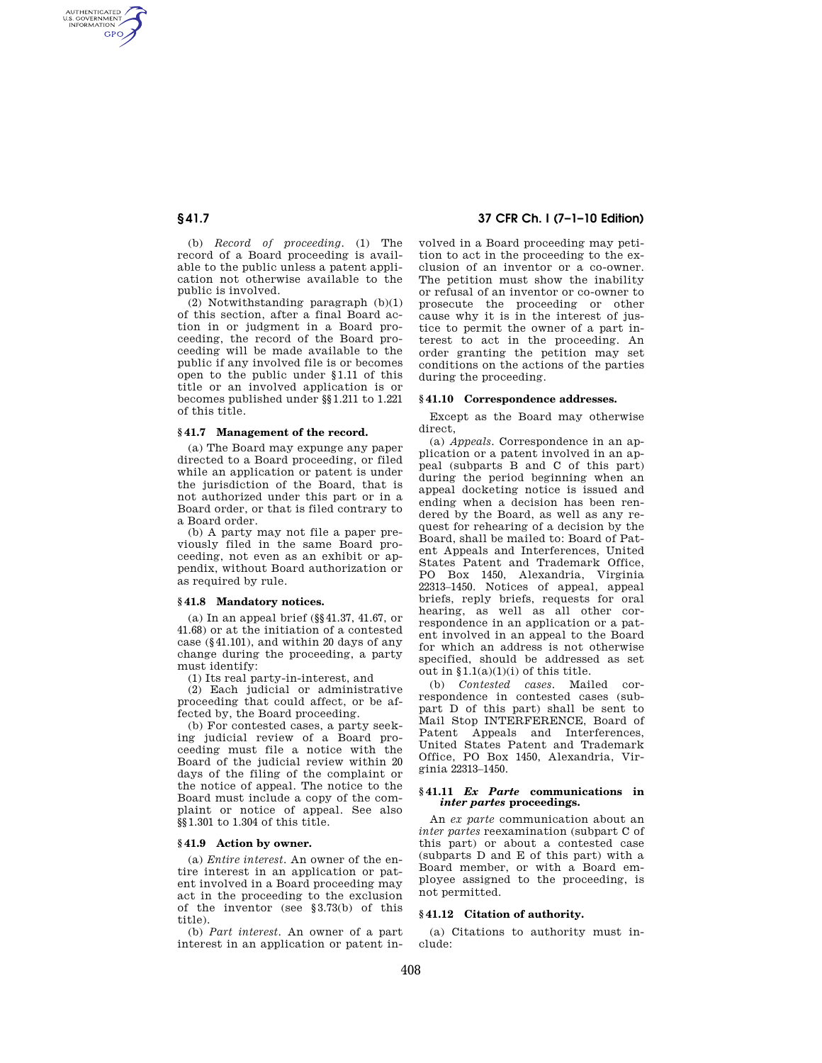(b) *Record of proceeding.* (1) The record of a Board proceeding is available to the public unless a patent application not otherwise available to the public is involved.

(2) Notwithstanding paragraph (b)(1) of this section, after a final Board action in or judgment in a Board proceeding, the record of the Board proceeding will be made available to the public if any involved file is or becomes open to the public under §1.11 of this title or an involved application is or becomes published under §§1.211 to 1.221 of this title.

### § 41.7 Management of the record.

(a) The Board may expunge any paper directed to a Board proceeding, or filed while an application or patent is under the jurisdiction of the Board, that is not authorized under this part or in a Board order, or that is filed contrary to a Board order.

(b) A party may not file a paper previously filed in the same Board proceeding, not even as an exhibit or appendix, without Board authorization or as required by rule.

### § 41.8 Mandatory notices.

(a) In an appeal brief (§§41.37, 41.67, or 41.68) or at the initiation of a contested case (§41.101), and within 20 days of any change during the proceeding, a party must identify:

(1) Its real party-in-interest, and

(2) Each judicial or administrative proceeding that could affect, or be affected by, the Board proceeding.

(b) For contested cases, a party seeking judicial review of a Board proceeding must file a notice with the Board of the judicial review within 20 days of the filing of the complaint or the notice of appeal. The notice to the Board must include a copy of the complaint or notice of appeal. See also §§1.301 to 1.304 of this title.

### § 41.9 Action by owner.

(a) *Entire interest.* An owner of the entire interest in an application or patent involved in a Board proceeding may act in the proceeding to the exclusion of the inventor (see §3.73(b) of this title).

(b) *Part interest.* An owner of a part interest in an application or patent involved in a Board proceeding may petition to act in the proceeding to the exclusion of an inventor or a co-owner. The petition must show the inability or refusal of an inventor or co-owner to prosecute the proceeding or other cause why it is in the interest of justice to permit the owner of a part interest to act in the proceeding. An order granting the petition may set conditions on the actions of the parties during the proceeding.

### § 41.10 Correspondence addresses.

Except as the Board may otherwise direct,

(a) *Appeals.* Correspondence in an application or a patent involved in an appeal (subparts B and C of this part) during the period beginning when an appeal docketing notice is issued and ending when a decision has been rendered by the Board, as well as any request for rehearing of a decision by the Board, shall be mailed to: Board of Patent Appeals and Interferences, United States Patent and Trademark Office, PO Box 1450, Alexandria, Virginia 22313–1450. Notices of appeal, appeal briefs, reply briefs, requests for oral hearing, as well as all other correspondence in an application or a patent involved in an appeal to the Board for which an address is not otherwise specified, should be addressed as set out in §1.1(a)(1)(i) of this title.

(b) *Contested cases.* Mailed correspondence in contested cases (subpart D of this part) shall be sent to Mail Stop INTERFERENCE, Board of Patent Appeals and Interferences, United States Patent and Trademark Office, PO Box 1450, Alexandria, Virginia 22313–1450.

### § 41.11 *Ex Parte* communications in *inter partes* proceedings.

An *ex parte* communication about an *inter partes* reexamination (subpart C of this part) or about a contested case (subparts D and E of this part) with a Board member, or with a Board employee assigned to the proceeding, is not permitted.

### § 41.12 Citation of authority.

(a) Citations to authority must include: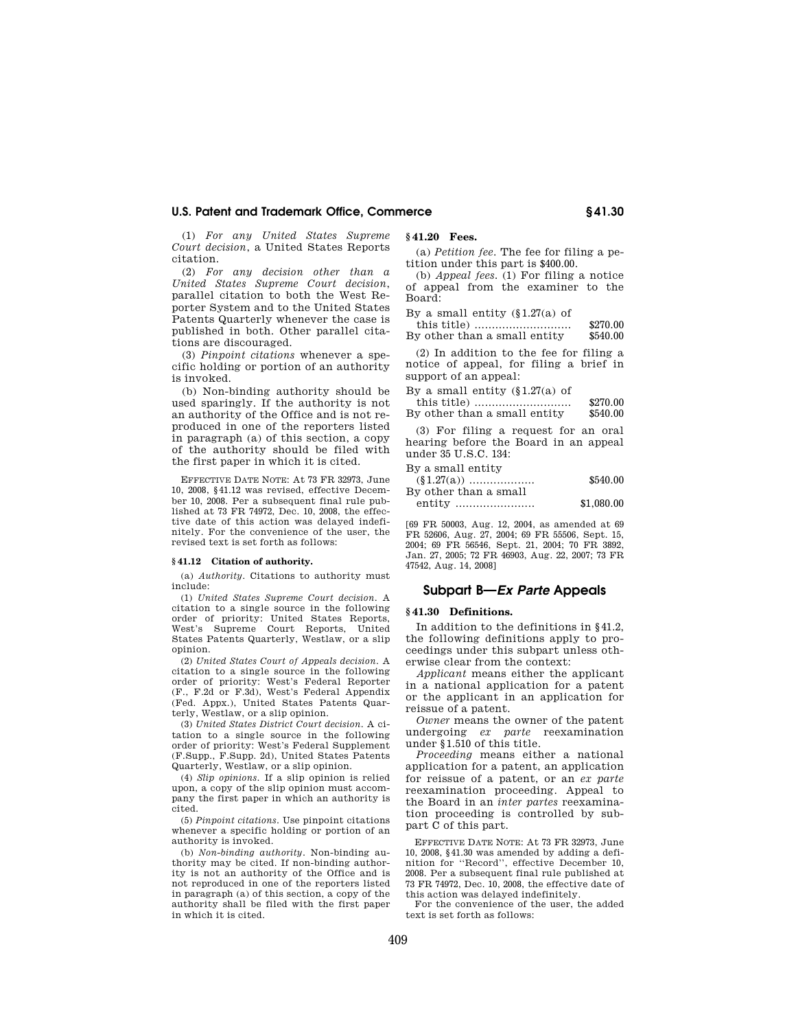(1) *For any United States Supreme Court decision*, a United States Reports citation.

(2) *For any decision other than a United States Supreme Court decision*, parallel citation to both the West Reporter System and to the United States Patents Quarterly whenever the case is published in both. Other parallel citations are discouraged.

(3) *Pinpoint citations* whenever a specific holding or portion of an authority is invoked.

(b) Non-binding authority should be used sparingly. If the authority is not an authority of the Office and is not reproduced in one of the reporters listed in paragraph (a) of this section, a copy of the authority should be filed with the first paper in which it is cited.

EFFECTIVE DATE NOTE: At 73 FR 32973, June 10, 2008, §41.12 was revised, effective December 10, 2008. Per a subsequent final rule published at 73 FR 74972, Dec. 10, 2008, the effective date of this action was delayed indefinitely. For the convenience of the user, the revised text is set forth as follows:

**§ 41.12 Citation of authority.**

(a) *Authority.* Citations to authority must include:

(1) *United States Supreme Court decision.* A citation to a single source in the following order of priority: United States Reports, West's Supreme Court Reports, United States Patents Quarterly, Westlaw, or a slip opinion.

(2) *United States Court of Appeals decision.* A citation to a single source in the following order of priority: West's Federal Reporter (F., F.2d or F.3d), West's Federal Appendix (Fed. Appx.), United States Patents Quarterly, Westlaw, or a slip opinion.

(3) *United States District Court decision.* A citation to a single source in the following order of priority: West's Federal Supplement (F.Supp., F.Supp. 2d), United States Patents Quarterly, Westlaw, or a slip opinion.

(4) *Slip opinions.* If a slip opinion is relied upon, a copy of the slip opinion must accompany the first paper in which an authority is cited.

(5) *Pinpoint citations.* Use pinpoint citations whenever a specific holding or portion of an authority is invoked.

(b) *Non-binding authority.* Non-binding authority may be cited. If non-binding authority is not an authority of the Office and is not reproduced in one of the reporters listed in paragraph (a) of this section, a copy of the authority shall be filed with the first paper in which it is cited.

**§ 41.20 Fees.**

(a) *Petition fee.* The fee for filing a petition under this part is $400.00.

(b) *Appeal fees.* (1) For filing a notice of appeal from the examiner to the Board:

| | |
|---|---|
| By a small entity (§1.27(a) of this title) | $270.00 |
| By other than a small entity | $540.00 |

(2) In addition to the fee for filing a notice of appeal, for filing a brief in support of an appeal:

| | |
|---|---|
| By a small entity (§1.27(a) of this title) | $270.00 |
| By other than a small entity | $540.00 |

(3) For filing a request for an oral hearing before the Board in an appeal under 35 U.S.C. 134:

| | |
|---|---|
| By a small entity (§1.27(a)) | $540.00 |
| By other than a small entity | $1,080.00 |

[69 FR 50003, Aug. 12, 2004, as amended at 69 FR 52606, Aug. 27, 2004; 69 FR 55506, Sept. 15, 2004; 69 FR 56546, Sept. 21, 2004; 70 FR 3892, Jan. 27, 2005; 72 FR 46903, Aug. 22, 2007; 73 FR 47542, Aug. 14, 2008]

## Subpart B—*Ex Parte* Appeals

**§ 41.30 Definitions.**

In addition to the definitions in §41.2, the following definitions apply to proceedings under this subpart unless otherwise clear from the context:

*Applicant* means either the applicant in a national application for a patent or the applicant in an application for reissue of a patent.

*Owner* means the owner of the patent undergoing *ex parte* reexamination under §1.510 of this title.

*Proceeding* means either a national application for a patent, an application for reissue of a patent, or an *ex parte* reexamination proceeding. Appeal to the Board in an *inter partes* reexamination proceeding is controlled by subpart C of this part.

EFFECTIVE DATE NOTE: At 73 FR 32973, June 10, 2008, §41.30 was amended by adding a definition for "Record", effective December 10, 2008. Per a subsequent final rule published at 73 FR 74972, Dec. 10, 2008, the effective date of this action was delayed indefinitely.

For the convenience of the user, the added text is set forth as follows: